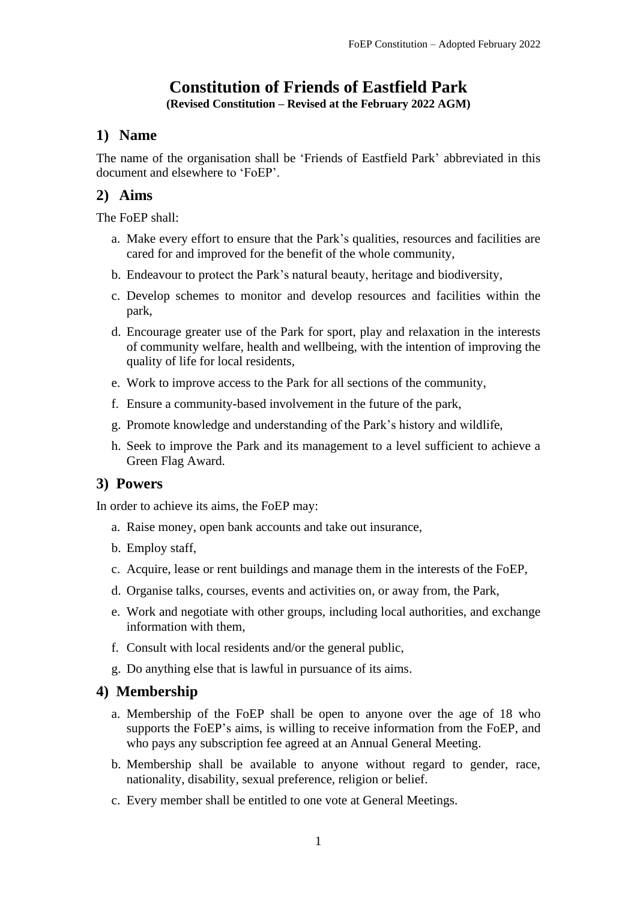# Constitution of Friends of Eastfield Park

**(Revised Constitution – Revised at the February 2022 AGM)**

## 1) Name

The name of the organisation shall be 'Friends of Eastfield Park' abbreviated in this document and elsewhere to 'FoEP'.

## 2) Aims

The FoEP shall:

a. Make every effort to ensure that the Park's qualities, resources and facilities are cared for and improved for the benefit of the whole community,

b. Endeavour to protect the Park's natural beauty, heritage and biodiversity,

c. Develop schemes to monitor and develop resources and facilities within the park,

d. Encourage greater use of the Park for sport, play and relaxation in the interests of community welfare, health and wellbeing, with the intention of improving the quality of life for local residents,

e. Work to improve access to the Park for all sections of the community,

f. Ensure a community-based involvement in the future of the park,

g. Promote knowledge and understanding of the Park's history and wildlife,

h. Seek to improve the Park and its management to a level sufficient to achieve a Green Flag Award.

## 3) Powers

In order to achieve its aims, the FoEP may:

a. Raise money, open bank accounts and take out insurance,

b. Employ staff,

c. Acquire, lease or rent buildings and manage them in the interests of the FoEP,

d. Organise talks, courses, events and activities on, or away from, the Park,

e. Work and negotiate with other groups, including local authorities, and exchange information with them,

f. Consult with local residents and/or the general public,

g. Do anything else that is lawful in pursuance of its aims.

## 4) Membership

a. Membership of the FoEP shall be open to anyone over the age of 18 who supports the FoEP's aims, is willing to receive information from the FoEP, and who pays any subscription fee agreed at an Annual General Meeting.

b. Membership shall be available to anyone without regard to gender, race, nationality, disability, sexual preference, religion or belief.

c. Every member shall be entitled to one vote at General Meetings.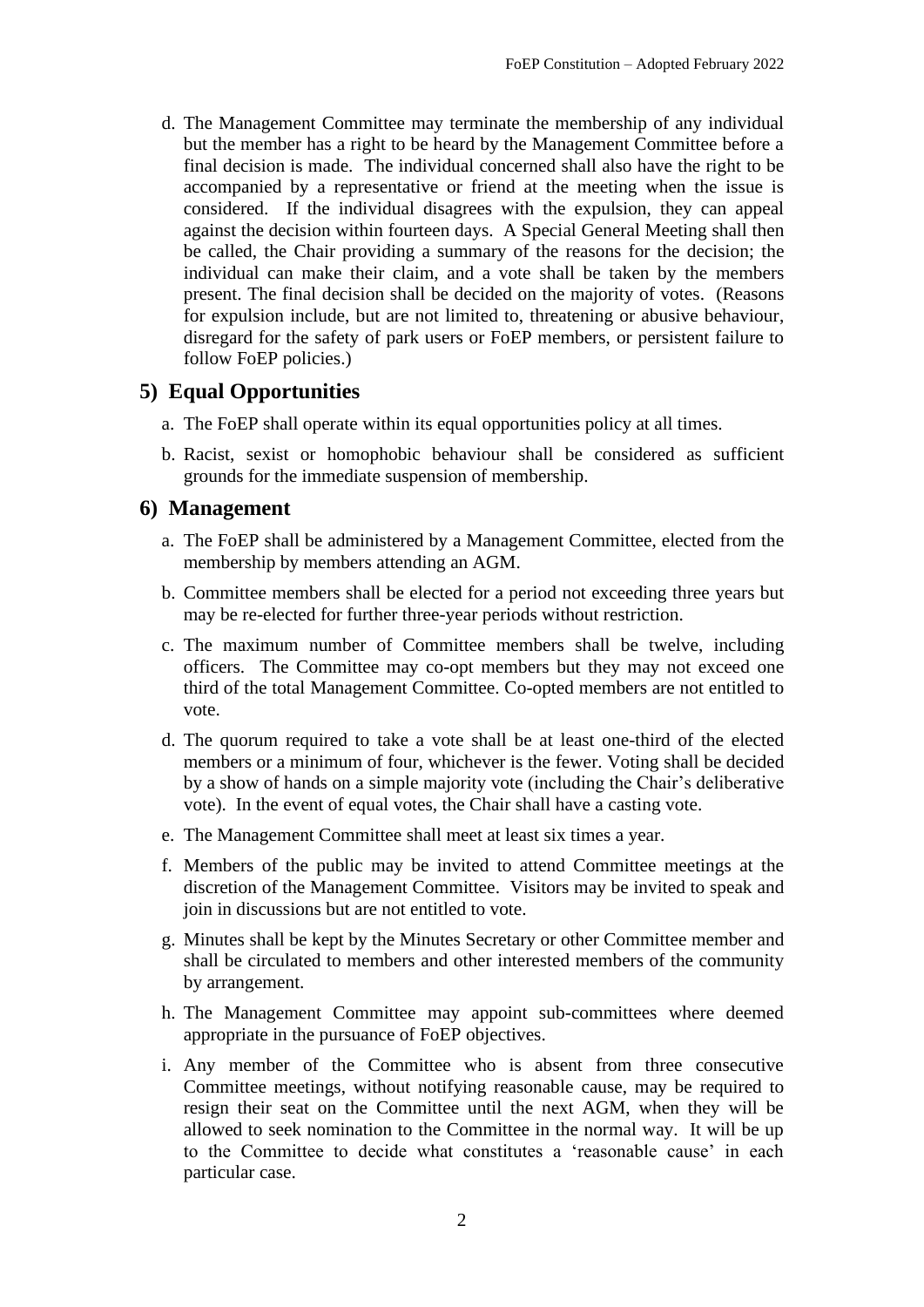d. The Management Committee may terminate the membership of any individual but the member has a right to be heard by the Management Committee before a final decision is made. The individual concerned shall also have the right to be accompanied by a representative or friend at the meeting when the issue is considered. If the individual disagrees with the expulsion, they can appeal against the decision within fourteen days. A Special General Meeting shall then be called, the Chair providing a summary of the reasons for the decision; the individual can make their claim, and a vote shall be taken by the members present. The final decision shall be decided on the majority of votes. (Reasons for expulsion include, but are not limited to, threatening or abusive behaviour, disregard for the safety of park users or FoEP members, or persistent failure to follow FoEP policies.)

## 5) Equal Opportunities

a. The FoEP shall operate within its equal opportunities policy at all times.

b. Racist, sexist or homophobic behaviour shall be considered as sufficient grounds for the immediate suspension of membership.

## 6) Management

a. The FoEP shall be administered by a Management Committee, elected from the membership by members attending an AGM.

b. Committee members shall be elected for a period not exceeding three years but may be re-elected for further three-year periods without restriction.

c. The maximum number of Committee members shall be twelve, including officers. The Committee may co-opt members but they may not exceed one third of the total Management Committee. Co-opted members are not entitled to vote.

d. The quorum required to take a vote shall be at least one-third of the elected members or a minimum of four, whichever is the fewer. Voting shall be decided by a show of hands on a simple majority vote (including the Chair's deliberative vote). In the event of equal votes, the Chair shall have a casting vote.

e. The Management Committee shall meet at least six times a year.

f. Members of the public may be invited to attend Committee meetings at the discretion of the Management Committee. Visitors may be invited to speak and join in discussions but are not entitled to vote.

g. Minutes shall be kept by the Minutes Secretary or other Committee member and shall be circulated to members and other interested members of the community by arrangement.

h. The Management Committee may appoint sub-committees where deemed appropriate in the pursuance of FoEP objectives.

i. Any member of the Committee who is absent from three consecutive Committee meetings, without notifying reasonable cause, may be required to resign their seat on the Committee until the next AGM, when they will be allowed to seek nomination to the Committee in the normal way. It will be up to the Committee to decide what constitutes a 'reasonable cause' in each particular case.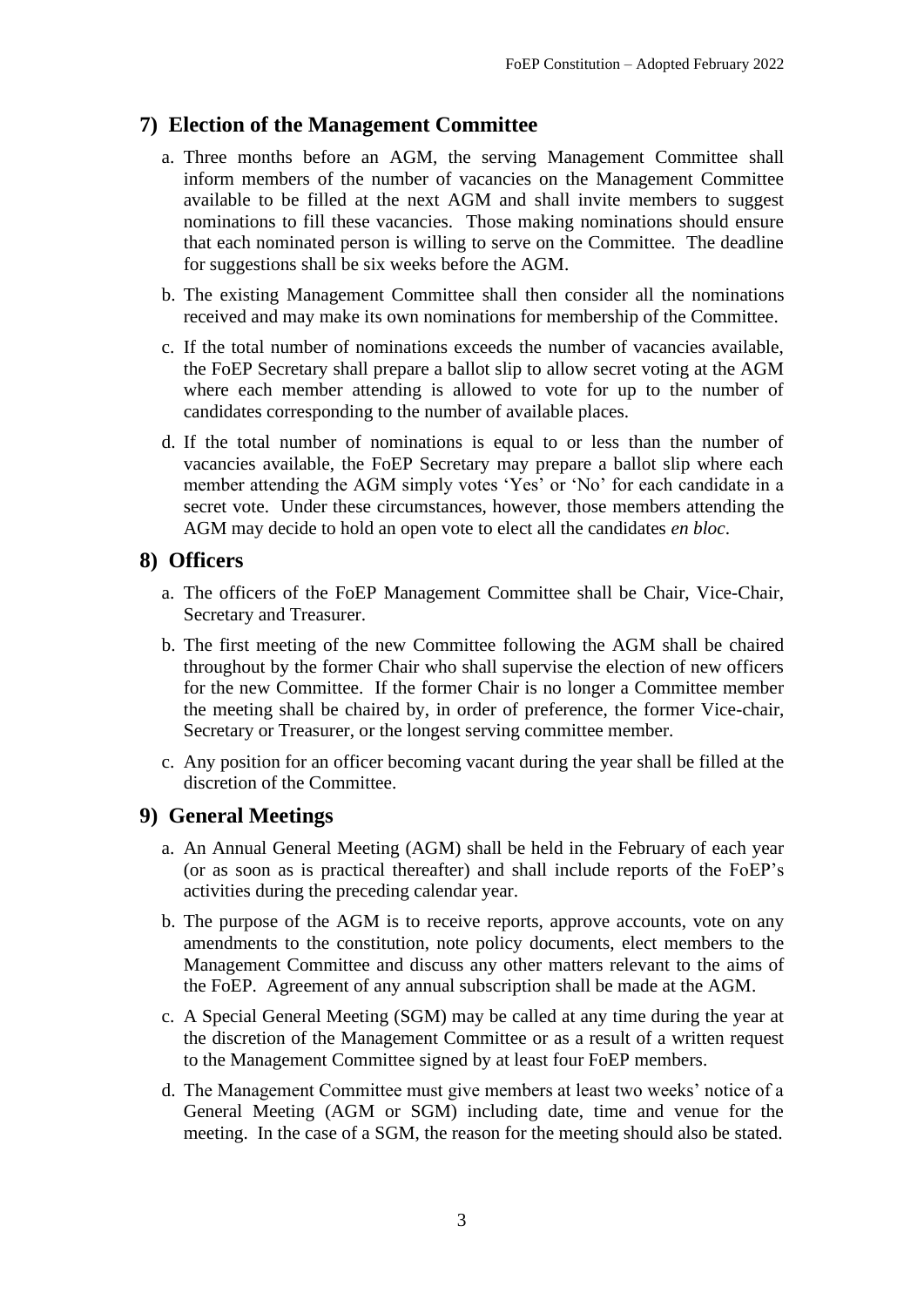## 7) Election of the Management Committee

a. Three months before an AGM, the serving Management Committee shall inform members of the number of vacancies on the Management Committee available to be filled at the next AGM and shall invite members to suggest nominations to fill these vacancies. Those making nominations should ensure that each nominated person is willing to serve on the Committee. The deadline for suggestions shall be six weeks before the AGM.

b. The existing Management Committee shall then consider all the nominations received and may make its own nominations for membership of the Committee.

c. If the total number of nominations exceeds the number of vacancies available, the FoEP Secretary shall prepare a ballot slip to allow secret voting at the AGM where each member attending is allowed to vote for up to the number of candidates corresponding to the number of available places.

d. If the total number of nominations is equal to or less than the number of vacancies available, the FoEP Secretary may prepare a ballot slip where each member attending the AGM simply votes 'Yes' or 'No' for each candidate in a secret vote. Under these circumstances, however, those members attending the AGM may decide to hold an open vote to elect all the candidates *en bloc*.

## 8) Officers

a. The officers of the FoEP Management Committee shall be Chair, Vice-Chair, Secretary and Treasurer.

b. The first meeting of the new Committee following the AGM shall be chaired throughout by the former Chair who shall supervise the election of new officers for the new Committee. If the former Chair is no longer a Committee member the meeting shall be chaired by, in order of preference, the former Vice-chair, Secretary or Treasurer, or the longest serving committee member.

c. Any position for an officer becoming vacant during the year shall be filled at the discretion of the Committee.

## 9) General Meetings

a. An Annual General Meeting (AGM) shall be held in the February of each year (or as soon as is practical thereafter) and shall include reports of the FoEP's activities during the preceding calendar year.

b. The purpose of the AGM is to receive reports, approve accounts, vote on any amendments to the constitution, note policy documents, elect members to the Management Committee and discuss any other matters relevant to the aims of the FoEP. Agreement of any annual subscription shall be made at the AGM.

c. A Special General Meeting (SGM) may be called at any time during the year at the discretion of the Management Committee or as a result of a written request to the Management Committee signed by at least four FoEP members.

d. The Management Committee must give members at least two weeks' notice of a General Meeting (AGM or SGM) including date, time and venue for the meeting. In the case of a SGM, the reason for the meeting should also be stated.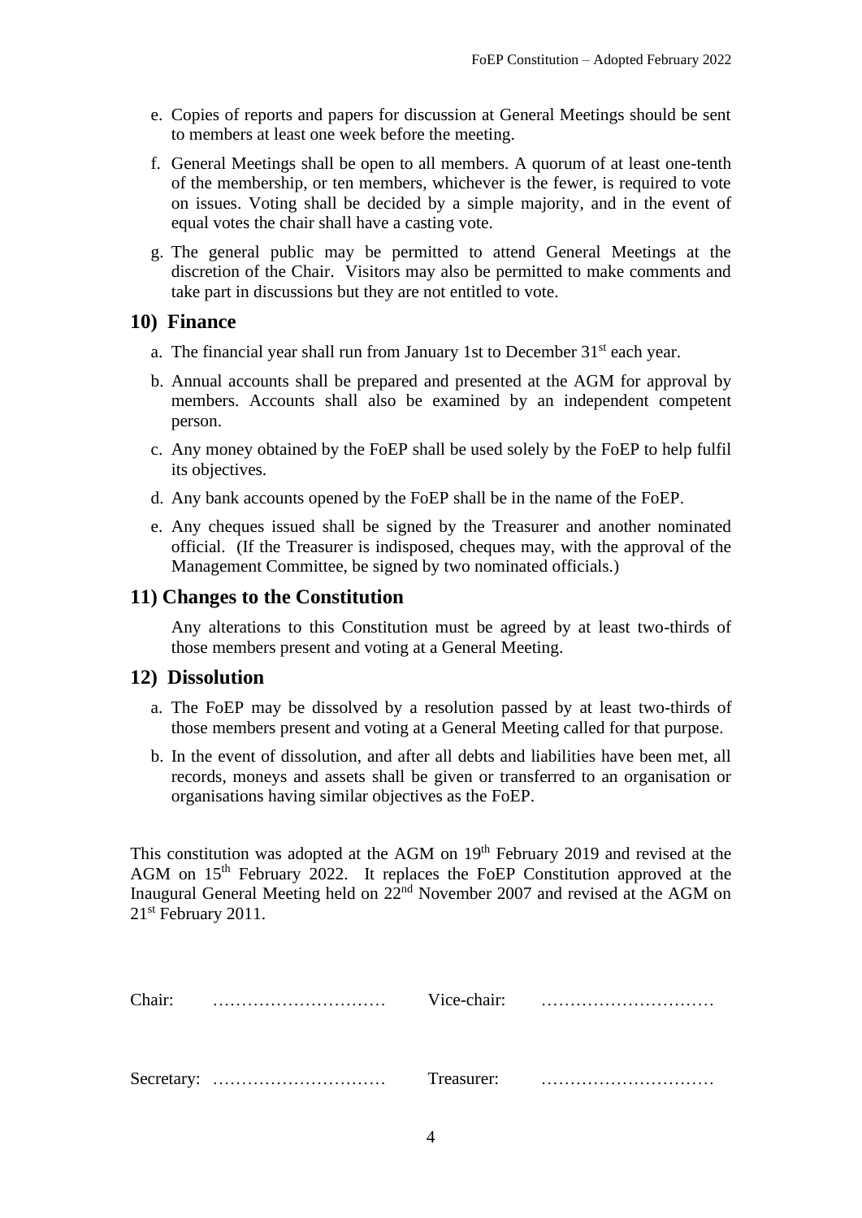e. Copies of reports and papers for discussion at General Meetings should be sent to members at least one week before the meeting.

f. General Meetings shall be open to all members. A quorum of at least one-tenth of the membership, or ten members, whichever is the fewer, is required to vote on issues. Voting shall be decided by a simple majority, and in the event of equal votes the chair shall have a casting vote.

g. The general public may be permitted to attend General Meetings at the discretion of the Chair. Visitors may also be permitted to make comments and take part in discussions but they are not entitled to vote.

## 10) Finance

a. The financial year shall run from January 1st to December 31st each year.

b. Annual accounts shall be prepared and presented at the AGM for approval by members. Accounts shall also be examined by an independent competent person.

c. Any money obtained by the FoEP shall be used solely by the FoEP to help fulfil its objectives.

d. Any bank accounts opened by the FoEP shall be in the name of the FoEP.

e. Any cheques issued shall be signed by the Treasurer and another nominated official. (If the Treasurer is indisposed, cheques may, with the approval of the Management Committee, be signed by two nominated officials.)

## 11) Changes to the Constitution

Any alterations to this Constitution must be agreed by at least two-thirds of those members present and voting at a General Meeting.

## 12) Dissolution

a. The FoEP may be dissolved by a resolution passed by at least two-thirds of those members present and voting at a General Meeting called for that purpose.

b. In the event of dissolution, and after all debts and liabilities have been met, all records, moneys and assets shall be given or transferred to an organisation or organisations having similar objectives as the FoEP.

This constitution was adopted at the AGM on 19th February 2019 and revised at the AGM on 15th February 2022. It replaces the FoEP Constitution approved at the Inaugural General Meeting held on 22nd November 2007 and revised at the AGM on 21st February 2011.

Chair: ………………………… Vice-chair: …………………………

Secretary: ………………………… Treasurer: …………………………